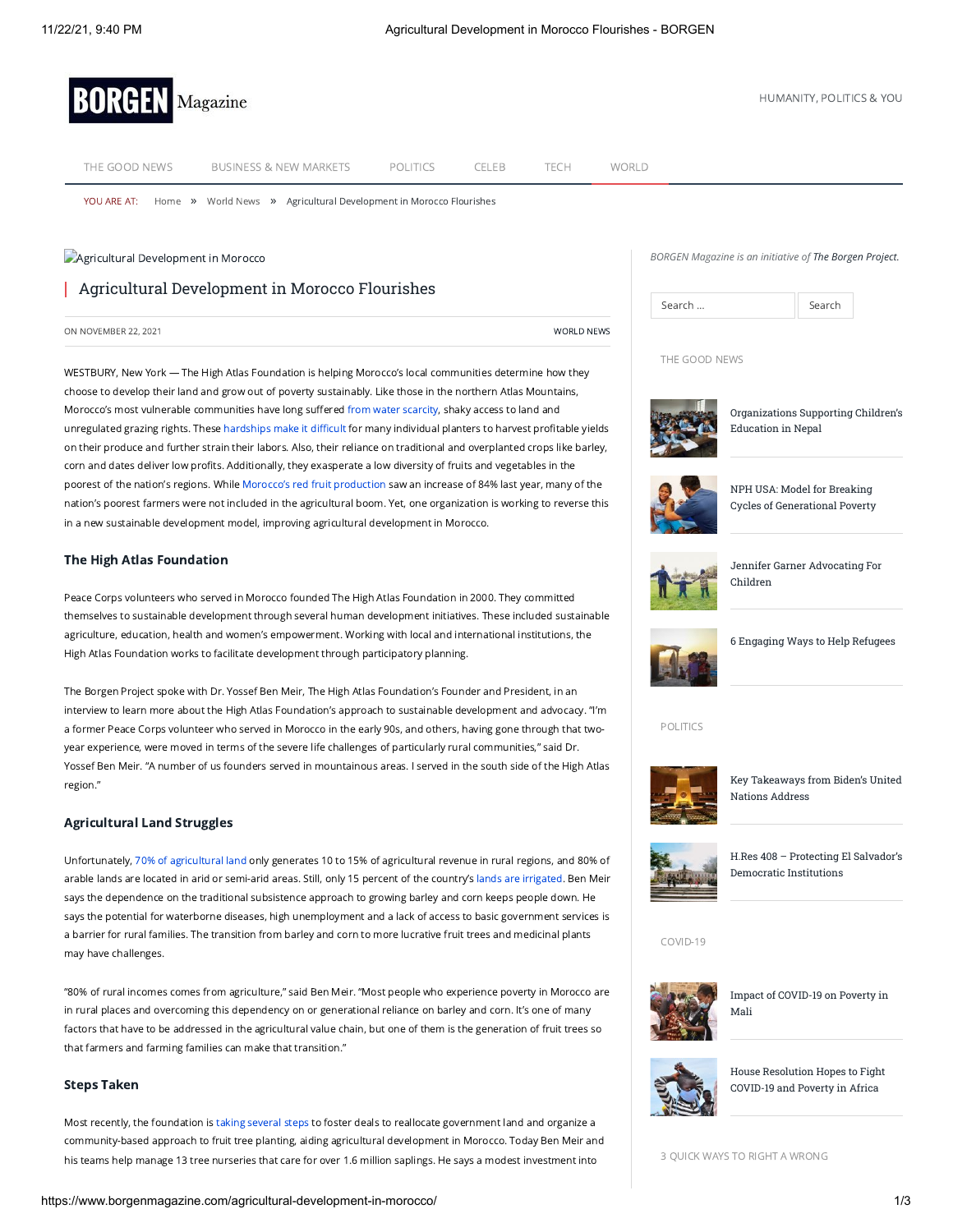# Agricultural Development in Morocco Flourishes

ON NOVEMBER 22, 2021 — WORLD NEWS

WESTBURY, New York — The High Atlas Foundation is helping Morocco's local communities determine how they choose to develop their land and grow out of poverty sustainably. Like those in the northern Atlas Mountains, Morocco's most vulnerable communities have long suffered from water scarcity, shaky access to land and unregulated grazing rights. These hardships make it difficult for many individual planters to harvest profitable yields on their produce and further strain their labors. Also, their reliance on traditional and overplanted crops like barley, corn and dates deliver low profits. Additionally, they exasperate a low diversity of fruits and vegetables in the poorest of the nation's regions. While Morocco's red fruit production saw an increase of 84% last year, many of the nation's poorest farmers were not included in the agricultural boom. Yet, one organization is working to reverse this in a new sustainable development model, improving agricultural development in Morocco.

## The High Atlas Foundation

Peace Corps volunteers who served in Morocco founded The High Atlas Foundation in 2000. They committed themselves to sustainable development through several human development initiatives. These included sustainable agriculture, education, health and women's empowerment. Working with local and international institutions, the High Atlas Foundation works to facilitate development through participatory planning.

The Borgen Project spoke with Dr. Yossef Ben Meir, The High Atlas Foundation's Founder and President, in an interview to learn more about the High Atlas Foundation's approach to sustainable development and advocacy. "I'm a former Peace Corps volunteer who served in Morocco in the early 90s, and others, having gone through that two-year experience, were moved in terms of the severe life challenges of particularly rural communities," said Dr. Yossef Ben Meir. "A number of us founders served in mountainous areas. I served in the south side of the High Atlas region."

## Agricultural Land Struggles

Unfortunately, 70% of agricultural land only generates 10 to 15% of agricultural revenue in rural regions, and 80% of arable lands are located in arid or semi-arid areas. Still, only 15 percent of the country's lands are irrigated. Ben Meir says the dependence on the traditional subsistence approach to growing barley and corn keeps people down. He says the potential for waterborne diseases, high unemployment and a lack of access to basic government services is a barrier for rural families. The transition from barley and corn to more lucrative fruit trees and medicinal plants may have challenges.

"80% of rural incomes comes from agriculture," said Ben Meir. "Most people who experience poverty in Morocco are in rural places and overcoming this dependency on or generational reliance on barley and corn. It's one of many factors that have to be addressed in the agricultural value chain, but one of them is the generation of fruit trees so that farmers and farming families can make that transition."

## Steps Taken

Most recently, the foundation is taking several steps to foster deals to reallocate government land and organize a community-based approach to fruit tree planting, aiding agricultural development in Morocco. Today Ben Meir and his teams help manage 13 tree nurseries that care for over 1.6 million saplings. He says a modest investment into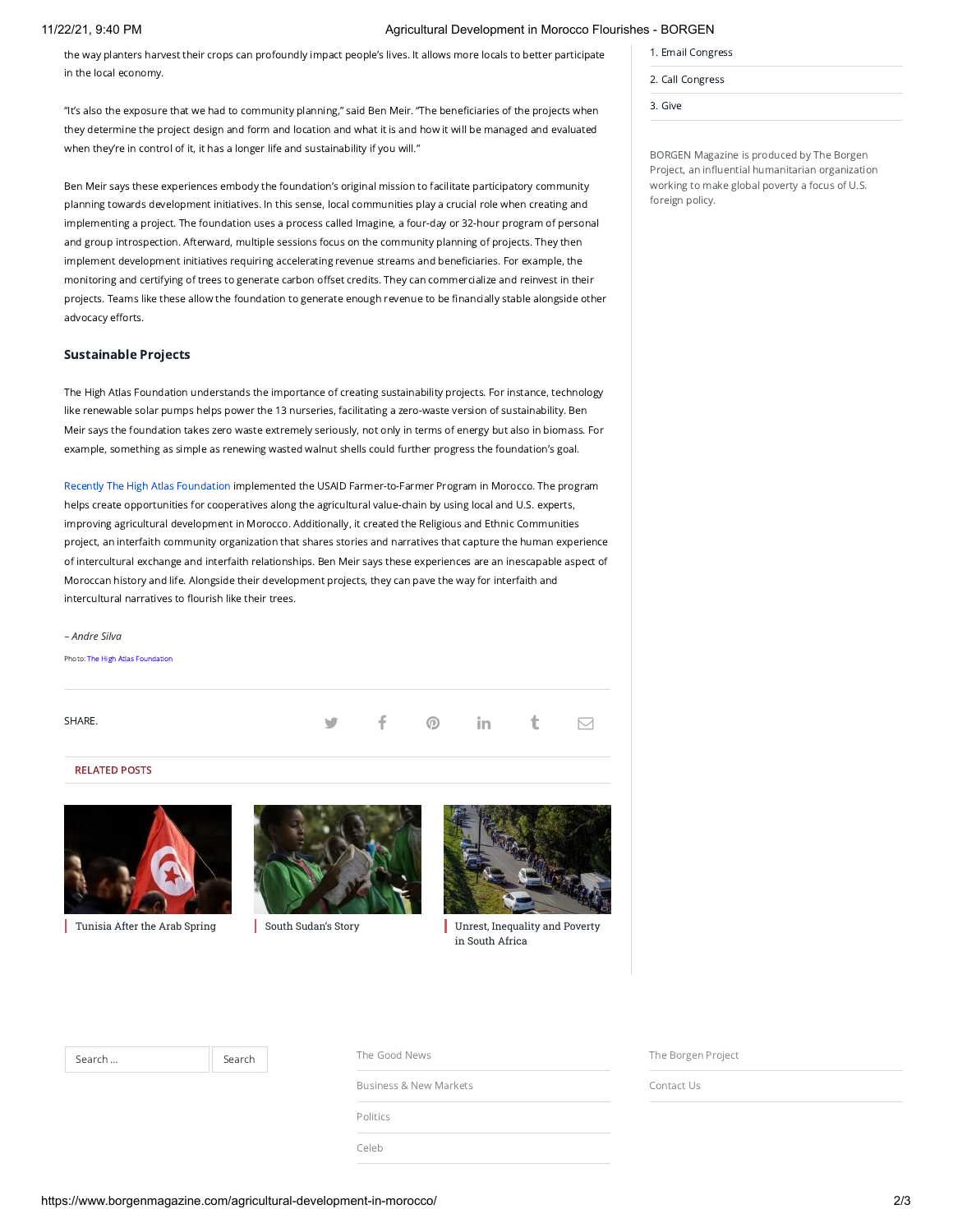the way planters harvest their crops can profoundly impact people's lives. It allows more locals to better participate in the local economy.

"It's also the exposure that we had to community planning," said Ben Meir. "The beneficiaries of the projects when they determine the project design and form and location and what it is and how it will be managed and evaluated when they're in control of it, it has a longer life and sustainability if you will."

Ben Meir says these experiences embody the foundation's original mission to facilitate participatory community planning towards development initiatives. In this sense, local communities play a crucial role when creating and implementing a project. The foundation uses a process called Imagine, a four-day or 32-hour program of personal and group introspection. Afterward, multiple sessions focus on the community planning of projects. They then implement development initiatives requiring accelerating revenue streams and beneficiaries. For example, the monitoring and certifying of trees to generate carbon offset credits. They can commercialize and reinvest in their projects. Teams like these allow the foundation to generate enough revenue to be financially stable alongside other advocacy efforts.

### Sustainable Projects

The High Atlas Foundation understands the importance of creating sustainability projects. For instance, technology like renewable solar pumps helps power the 13 nurseries, facilitating a zero-waste version of sustainability. Ben Meir says the foundation takes zero waste extremely seriously, not only in terms of energy but also in biomass. For example, something as simple as renewing wasted walnut shells could further progress the foundation's goal.

Recently The High Atlas Foundation implemented the USAID Farmer-to-Farmer Program in Morocco. The program helps create opportunities for cooperatives along the agricultural value-chain by using local and U.S. experts, improving agricultural development in Morocco. Additionally, it created the Religious and Ethnic Communities project, an interfaith community organization that shares stories and narratives that capture the human experience of intercultural exchange and interfaith relationships. Ben Meir says these experiences are an inescapable aspect of Moroccan history and life. Alongside their development projects, they can pave the way for interfaith and intercultural narratives to flourish like their trees.

*– Andre Silva*

Photo: The High Atlas Foundation

SHARE.

RELATED POSTS

Tunisia After the Arab Spring

South Sudan's Story

Unrest, Inequality and Poverty in South Africa

1. Email Congress
2. Call Congress
3. Give

BORGEN Magazine is produced by The Borgen Project, an influential humanitarian organization working to make global poverty a focus of U.S. foreign policy.

Search ... Search

The Good News

Business & New Markets

Politics

Celeb

The Borgen Project

Contact Us